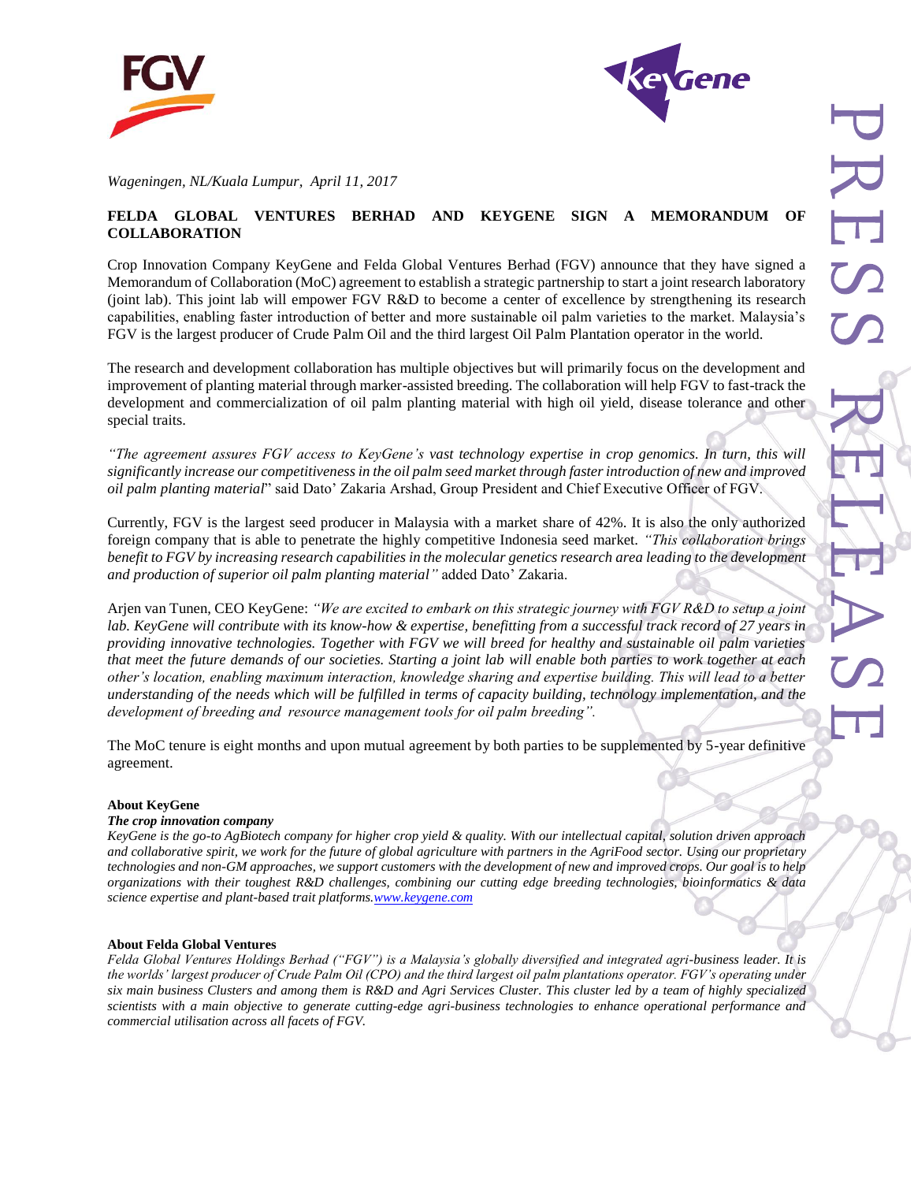*Wageningen, NL/Kuala Lumpur, April 11, 2017*

**FELDA GLOBAL VENTURES BERHAD AND KEYGENE SIGN A MEMORANDUM OF COLLABORATION**

Crop Innovation Company KeyGene and Felda Global Ventures Berhad (FGV) announce that they have signed a Memorandum of Collaboration (MoC) agreement to establish a strategic partnership to start a joint research laboratory (joint lab). This joint lab will empower FGV R&D to become a center of excellence by strengthening its research capabilities, enabling faster introduction of better and more sustainable oil palm varieties to the market. Malaysia's FGV is the largest producer of Crude Palm Oil and the third largest Oil Palm Plantation operator in the world.

The research and development collaboration has multiple objectives but will primarily focus on the development and improvement of planting material through marker-assisted breeding. The collaboration will help FGV to fast-track the development and commercialization of oil palm planting material with high oil yield, disease tolerance and other special traits.

*"The agreement assures FGV access to KeyGene's vast technology expertise in crop genomics. In turn, this will significantly increase our competitiveness in the oil palm seed market through faster introduction of new and improved oil palm planting material*" said Dato' Zakaria Arshad, Group President and Chief Executive Officer of FGV.

Currently, FGV is the largest seed producer in Malaysia with a market share of 42%. It is also the only authorized foreign company that is able to penetrate the highly competitive Indonesia seed market. *"This collaboration brings benefit to FGV by increasing research capabilities in the molecular genetics research area leading to the development and production of superior oil palm planting material"* added Dato' Zakaria.

Arjen van Tunen, CEO KeyGene: *"We are excited to embark on this strategic journey with FGV R&D to setup a joint lab. KeyGene will contribute with its know-how & expertise, benefitting from a successful track record of 27 years in providing innovative technologies. Together with FGV we will breed for healthy and sustainable oil palm varieties that meet the future demands of our societies. Starting a joint lab will enable both parties to work together at each other's location, enabling maximum interaction, knowledge sharing and expertise building. This will lead to a better understanding of the needs which will be fulfilled in terms of capacity building, technology implementation, and the development of breeding and resource management tools for oil palm breeding".*

The MoC tenure is eight months and upon mutual agreement by both parties to be supplemented by 5-year definitive agreement.

**About KeyGene**

***The crop innovation company***

*KeyGene is the go-to AgBiotech company for higher crop yield & quality. With our intellectual capital, solution driven approach and collaborative spirit, we work for the future of global agriculture with partners in the AgriFood sector. Using our proprietary technologies and non-GM approaches, we support customers with the development of new and improved crops. Our goal is to help organizations with their toughest R&D challenges, combining our cutting edge breeding technologies, bioinformatics & data science expertise and plant-based trait platforms.[www.keygene.com](http://www.keygene.com)*

**About Felda Global Ventures**

*Felda Global Ventures Holdings Berhad ("FGV") is a Malaysia's globally diversified and integrated agri-business leader. It is the worlds' largest producer of Crude Palm Oil (CPO) and the third largest oil palm plantations operator. FGV's operating under six main business Clusters and among them is R&D and Agri Services Cluster. This cluster led by a team of highly specialized scientists with a main objective to generate cutting-edge agri-business technologies to enhance operational performance and commercial utilisation across all facets of FGV.*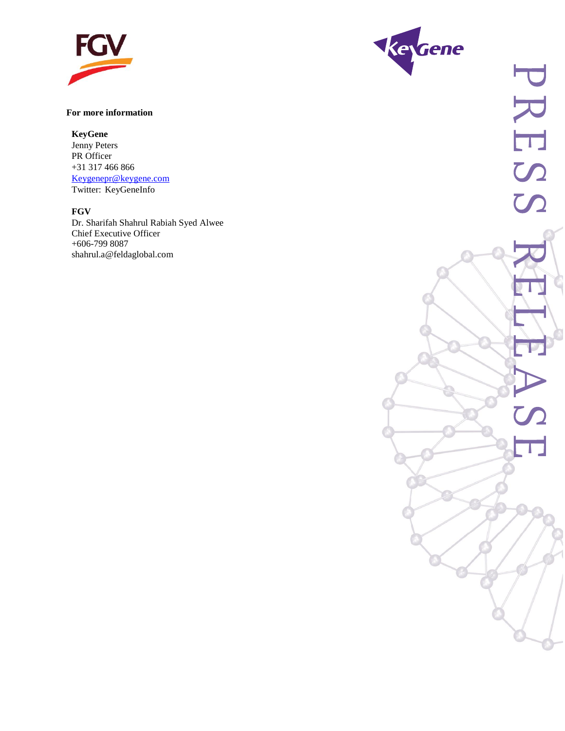**For more information**

**KeyGene**
Jenny Peters
PR Officer
+31 317 466 866
Keygenepr@keygene.com
Twitter: KeyGeneInfo

**FGV**
Dr. Sharifah Shahrul Rabiah Syed Alwee
Chief Executive Officer
+606-799 8087
shahrul.a@feldaglobal.com

PRESS RELEASE